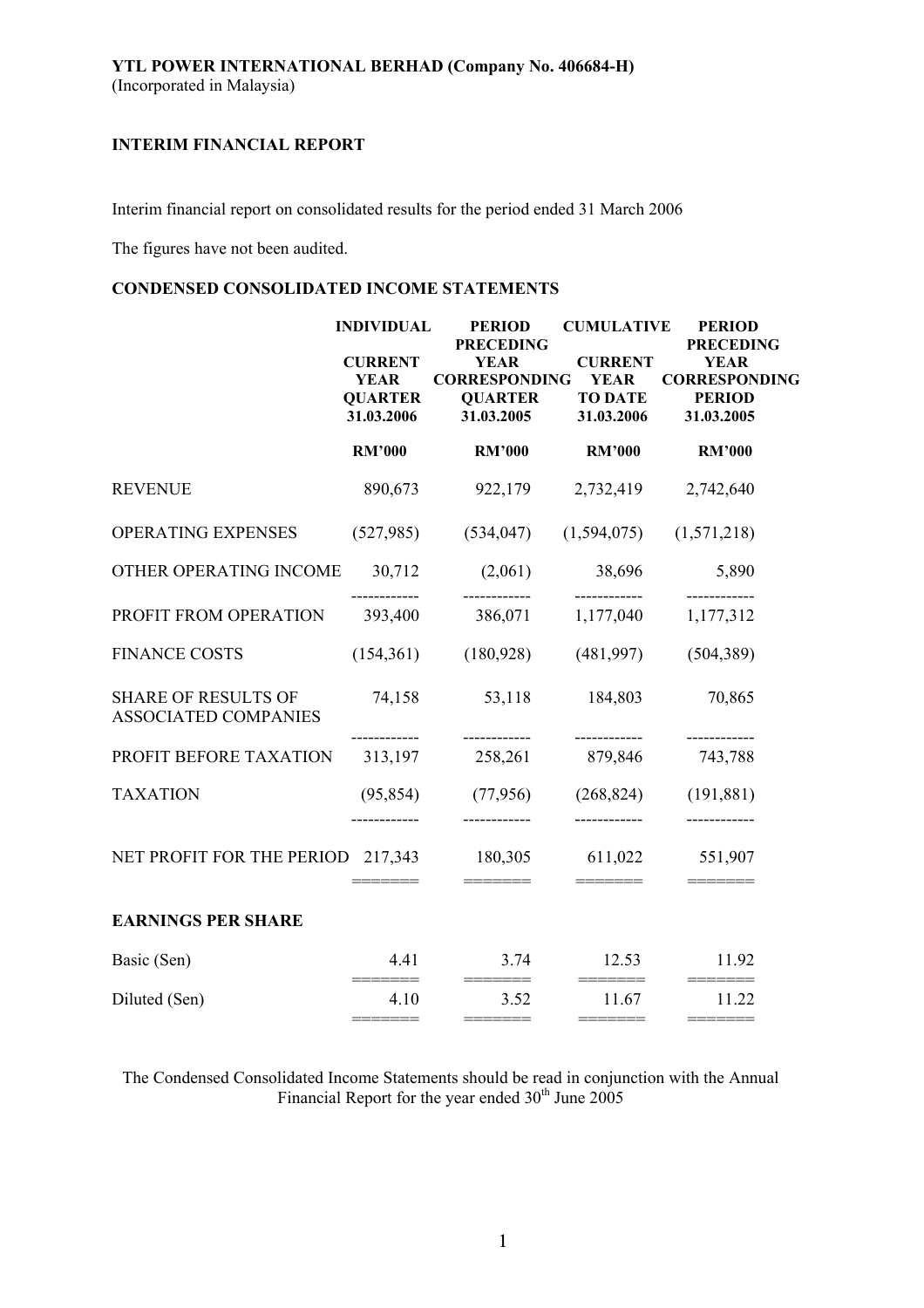**YTL POWER INTERNATIONAL BERHAD (Company No. 406684-H)**
(Incorporated in Malaysia)

**INTERIM FINANCIAL REPORT**

Interim financial report on consolidated results for the period ended 31 March 2006

The figures have not been audited.

**CONDENSED CONSOLIDATED INCOME STATEMENTS**

| | INDIVIDUAL | PERIOD | CUMULATIVE | PERIOD |
|---|---|---|---|---|
| | CURRENT YEAR QUARTER 31.03.2006 | PRECEDING YEAR CORRESPONDING QUARTER 31.03.2005 | CURRENT YEAR TO DATE 31.03.2006 | PRECEDING YEAR CORRESPONDING PERIOD 31.03.2005 |
| | RM'000 | RM'000 | RM'000 | RM'000 |
| REVENUE | 890,673 | 922,179 | 2,732,419 | 2,742,640 |
| OPERATING EXPENSES | (527,985) | (534,047) | (1,594,075) | (1,571,218) |
| OTHER OPERATING INCOME | 30,712 | (2,061) | 38,696 | 5,890 |
| PROFIT FROM OPERATION | 393,400 | 386,071 | 1,177,040 | 1,177,312 |
| FINANCE COSTS | (154,361) | (180,928) | (481,997) | (504,389) |
| SHARE OF RESULTS OF ASSOCIATED COMPANIES | 74,158 | 53,118 | 184,803 | 70,865 |
| PROFIT BEFORE TAXATION | 313,197 | 258,261 | 879,846 | 743,788 |
| TAXATION | (95,854) | (77,956) | (268,824) | (191,881) |
| NET PROFIT FOR THE PERIOD | 217,343 | 180,305 | 611,022 | 551,907 |
| **EARNINGS PER SHARE** | | | | |
| Basic (Sen) | 4.41 | 3.74 | 12.53 | 11.92 |
| Diluted (Sen) | 4.10 | 3.52 | 11.67 | 11.22 |

The Condensed Consolidated Income Statements should be read in conjunction with the Annual Financial Report for the year ended 30th June 2005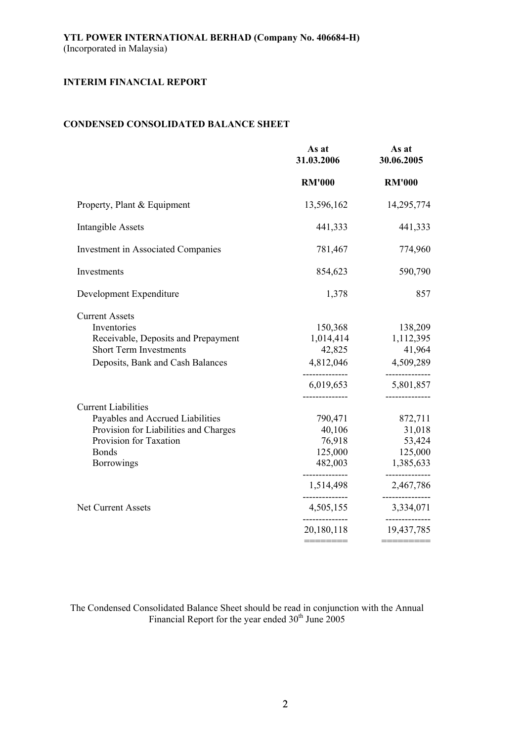**YTL POWER INTERNATIONAL BERHAD (Company No. 406684-H)**
(Incorporated in Malaysia)

**INTERIM FINANCIAL REPORT**

**CONDENSED CONSOLIDATED BALANCE SHEET**

| | As at 31.03.2006 | As at 30.06.2005 |
|---|---|---|
| | RM'000 | RM'000 |
| Property, Plant & Equipment | 13,596,162 | 14,295,774 |
| Intangible Assets | 441,333 | 441,333 |
| Investment in Associated Companies | 781,467 | 774,960 |
| Investments | 854,623 | 590,790 |
| Development Expenditure | 1,378 | 857 |
| Current Assets | | |
| Inventories | 150,368 | 138,209 |
| Receivable, Deposits and Prepayment | 1,014,414 | 1,112,395 |
| Short Term Investments | 42,825 | 41,964 |
| Deposits, Bank and Cash Balances | 4,812,046 | 4,509,289 |
| | 6,019,653 | 5,801,857 |
| Current Liabilities | | |
| Payables and Accrued Liabilities | 790,471 | 872,711 |
| Provision for Liabilities and Charges | 40,106 | 31,018 |
| Provision for Taxation | 76,918 | 53,424 |
| Bonds | 125,000 | 125,000 |
| Borrowings | 482,003 | 1,385,633 |
| | 1,514,498 | 2,467,786 |
| Net Current Assets | 4,505,155 | 3,334,071 |
| | 20,180,118 | 19,437,785 |

The Condensed Consolidated Balance Sheet should be read in conjunction with the Annual Financial Report for the year ended 30th June 2005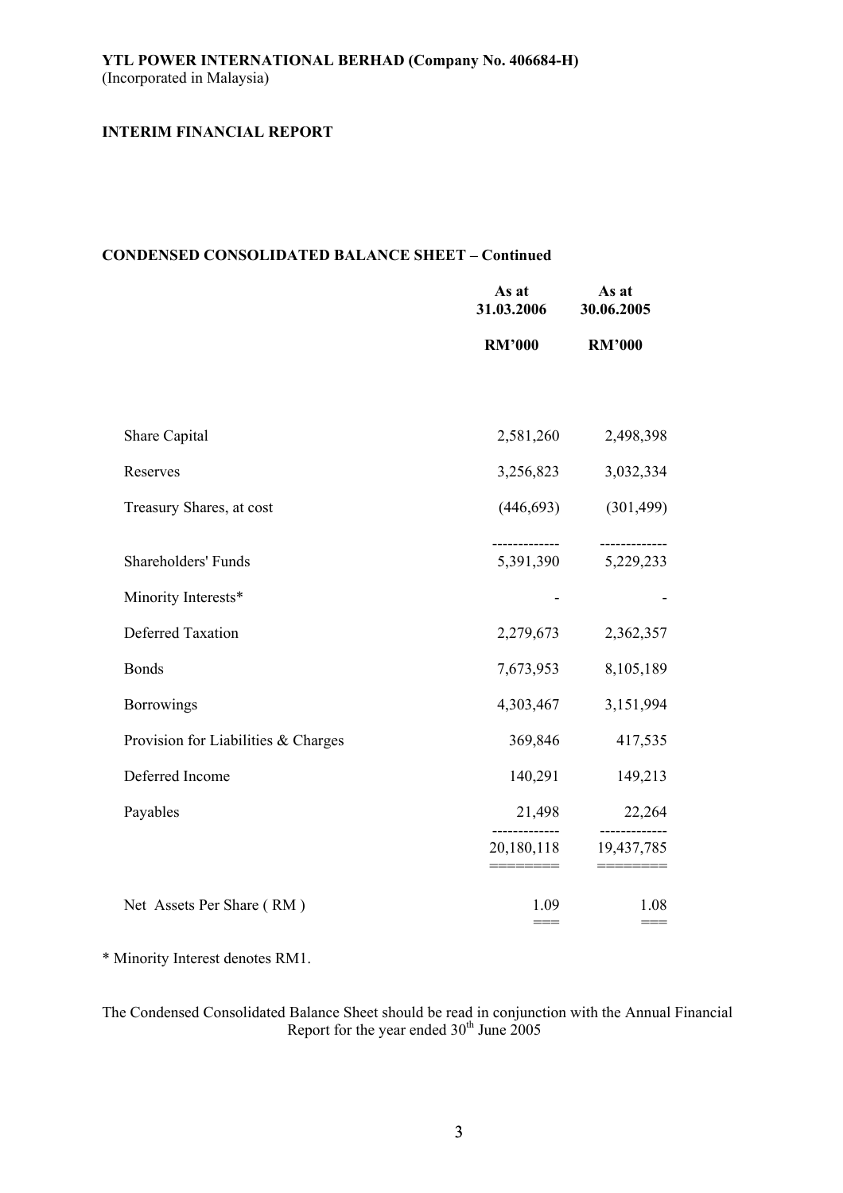**YTL POWER INTERNATIONAL BERHAD (Company No. 406684-H)**
(Incorporated in Malaysia)

**INTERIM FINANCIAL REPORT**

## CONDENSED CONSOLIDATED BALANCE SHEET – Continued

| | As at 31.03.2006 | As at 30.06.2005 |
|---|---|---|
| | RM'000 | RM'000 |
| Share Capital | 2,581,260 | 2,498,398 |
| Reserves | 3,256,823 | 3,032,334 |
| Treasury Shares, at cost | (446,693) | (301,499) |
| Shareholders' Funds | 5,391,390 | 5,229,233 |
| Minority Interests* | - | - |
| Deferred Taxation | 2,279,673 | 2,362,357 |
| Bonds | 7,673,953 | 8,105,189 |
| Borrowings | 4,303,467 | 3,151,994 |
| Provision for Liabilities & Charges | 369,846 | 417,535 |
| Deferred Income | 140,291 | 149,213 |
| Payables | 21,498 | 22,264 |
| | 20,180,118 | 19,437,785 |
| Net Assets Per Share ( RM ) | 1.09 | 1.08 |

* Minority Interest denotes RM1.

The Condensed Consolidated Balance Sheet should be read in conjunction with the Annual Financial Report for the year ended 30th June 2005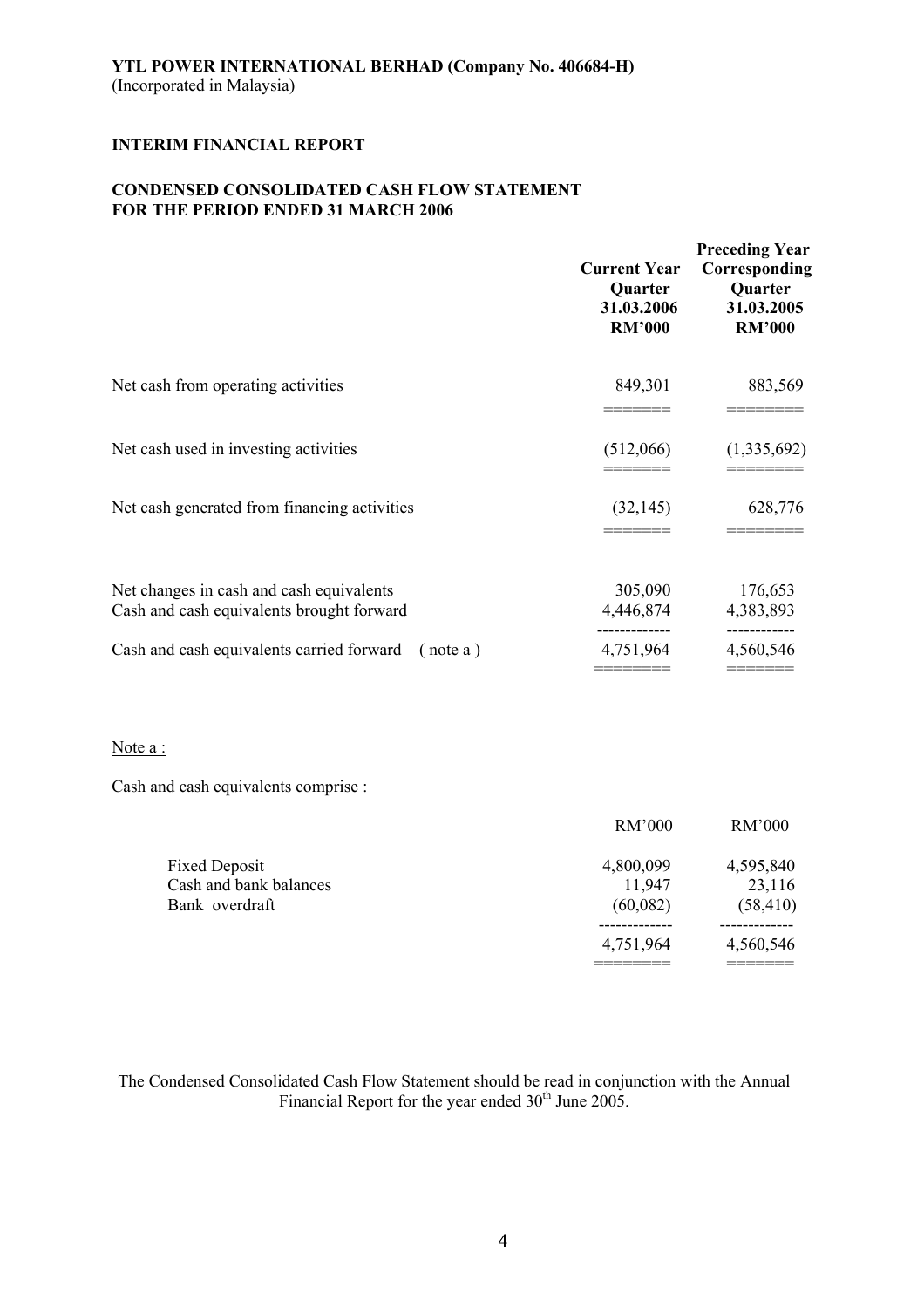**YTL POWER INTERNATIONAL BERHAD (Company No. 406684-H)**
(Incorporated in Malaysia)

**INTERIM FINANCIAL REPORT**

**CONDENSED CONSOLIDATED CASH FLOW STATEMENT**
**FOR THE PERIOD ENDED 31 MARCH 2006**

| | Current Year Quarter 31.03.2006 RM'000 | Preceding Year Corresponding Quarter 31.03.2005 RM'000 |
|---|---|---|
| Net cash from operating activities | 849,301 | 883,569 |
| Net cash used in investing activities | (512,066) | (1,335,692) |
| Net cash generated from financing activities | (32,145) | 628,776 |
| Net changes in cash and cash equivalents | 305,090 | 176,653 |
| Cash and cash equivalents brought forward | 4,446,874 | 4,383,893 |
| Cash and cash equivalents carried forward ( note a ) | 4,751,964 | 4,560,546 |

Note a :

Cash and cash equivalents comprise :

| | RM'000 | RM'000 |
|---|---|---|
| Fixed Deposit | 4,800,099 | 4,595,840 |
| Cash and bank balances | 11,947 | 23,116 |
| Bank overdraft | (60,082) | (58,410) |
| | 4,751,964 | 4,560,546 |

The Condensed Consolidated Cash Flow Statement should be read in conjunction with the Annual Financial Report for the year ended 30th June 2005.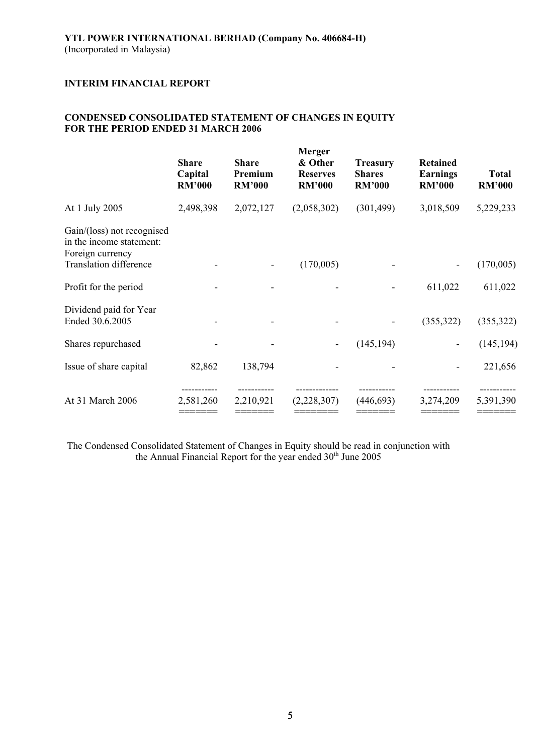**YTL POWER INTERNATIONAL BERHAD (Company No. 406684-H)**
(Incorporated in Malaysia)

**INTERIM FINANCIAL REPORT**

**CONDENSED CONSOLIDATED STATEMENT OF CHANGES IN EQUITY FOR THE PERIOD ENDED 31 MARCH 2006**

| | Share Capital RM'000 | Share Premium RM'000 | Merger & Other Reserves RM'000 | Treasury Shares RM'000 | Retained Earnings RM'000 | Total RM'000 |
|---|---|---|---|---|---|---|
| At 1 July 2005 | 2,498,398 | 2,072,127 | (2,058,302) | (301,499) | 3,018,509 | 5,229,233 |
| Gain/(loss) not recognised in the income statement: Foreign currency Translation difference | - | - | (170,005) | - | - | (170,005) |
| Profit for the period | - | - | - | - | 611,022 | 611,022 |
| Dividend paid for Year Ended 30.6.2005 | - | - | - | - | (355,322) | (355,322) |
| Shares repurchased | - | - | - | (145,194) | - | (145,194) |
| Issue of share capital | 82,862 | 138,794 | - | - | - | 221,656 |
| At 31 March 2006 | 2,581,260 | 2,210,921 | (2,228,307) | (446,693) | 3,274,209 | 5,391,390 |

The Condensed Consolidated Statement of Changes in Equity should be read in conjunction with the Annual Financial Report for the year ended 30th June 2005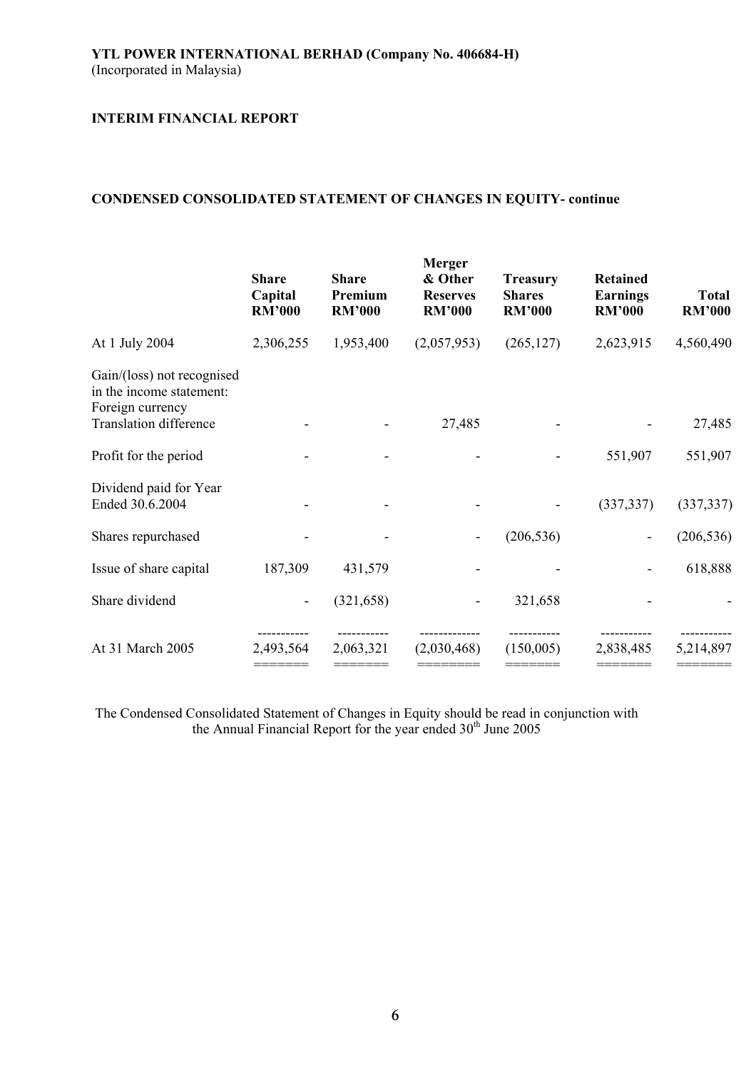**YTL POWER INTERNATIONAL BERHAD (Company No. 406684-H)**
(Incorporated in Malaysia)

**INTERIM FINANCIAL REPORT**

**CONDENSED CONSOLIDATED STATEMENT OF CHANGES IN EQUITY- continue**

| | Share Capital RM'000 | Share Premium RM'000 | Merger & Other Reserves RM'000 | Treasury Shares RM'000 | Retained Earnings RM'000 | Total RM'000 |
|---|---|---|---|---|---|---|
| At 1 July 2004 | 2,306,255 | 1,953,400 | (2,057,953) | (265,127) | 2,623,915 | 4,560,490 |
| Gain/(loss) not recognised in the income statement: Foreign currency Translation difference | - | - | 27,485 | - | - | 27,485 |
| Profit for the period | - | - | - | - | 551,907 | 551,907 |
| Dividend paid for Year Ended 30.6.2004 | - | - | - | - | (337,337) | (337,337) |
| Shares repurchased | - | - | - | (206,536) | - | (206,536) |
| Issue of share capital | 187,309 | 431,579 | - | - | - | 618,888 |
| Share dividend | - | (321,658) | - | 321,658 | - | - |
| At 31 March 2005 | 2,493,564 | 2,063,321 | (2,030,468) | (150,005) | 2,838,485 | 5,214,897 |

The Condensed Consolidated Statement of Changes in Equity should be read in conjunction with the Annual Financial Report for the year ended 30th June 2005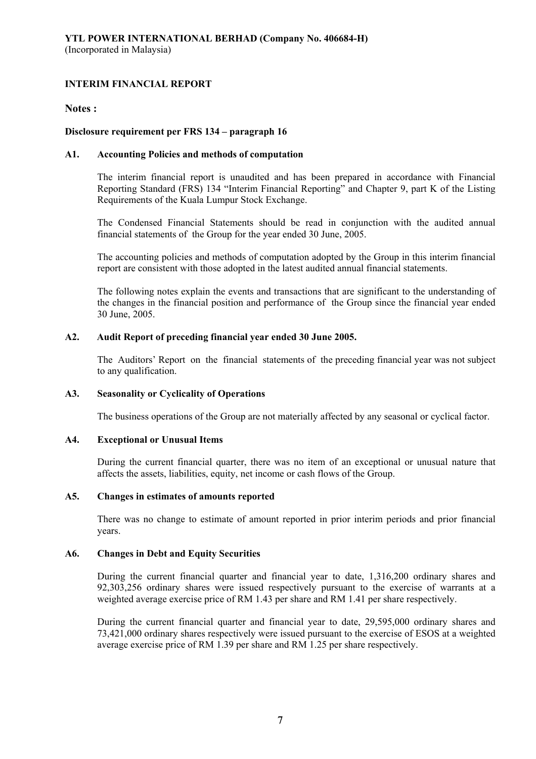**YTL POWER INTERNATIONAL BERHAD (Company No. 406684-H)**
(Incorporated in Malaysia)

**INTERIM FINANCIAL REPORT**

**Notes :**

**Disclosure requirement per FRS 134 – paragraph 16**

**A1. Accounting Policies and methods of computation**

The interim financial report is unaudited and has been prepared in accordance with Financial Reporting Standard (FRS) 134 "Interim Financial Reporting" and Chapter 9, part K of the Listing Requirements of the Kuala Lumpur Stock Exchange.

The Condensed Financial Statements should be read in conjunction with the audited annual financial statements of the Group for the year ended 30 June, 2005.

The accounting policies and methods of computation adopted by the Group in this interim financial report are consistent with those adopted in the latest audited annual financial statements.

The following notes explain the events and transactions that are significant to the understanding of the changes in the financial position and performance of the Group since the financial year ended 30 June, 2005.

**A2. Audit Report of preceding financial year ended 30 June 2005.**

The Auditors' Report on the financial statements of the preceding financial year was not subject to any qualification.

**A3. Seasonality or Cyclicality of Operations**

The business operations of the Group are not materially affected by any seasonal or cyclical factor.

**A4. Exceptional or Unusual Items**

During the current financial quarter, there was no item of an exceptional or unusual nature that affects the assets, liabilities, equity, net income or cash flows of the Group.

**A5. Changes in estimates of amounts reported**

There was no change to estimate of amount reported in prior interim periods and prior financial years.

**A6. Changes in Debt and Equity Securities**

During the current financial quarter and financial year to date, 1,316,200 ordinary shares and 92,303,256 ordinary shares were issued respectively pursuant to the exercise of warrants at a weighted average exercise price of RM 1.43 per share and RM 1.41 per share respectively.

During the current financial quarter and financial year to date, 29,595,000 ordinary shares and 73,421,000 ordinary shares respectively were issued pursuant to the exercise of ESOS at a weighted average exercise price of RM 1.39 per share and RM 1.25 per share respectively.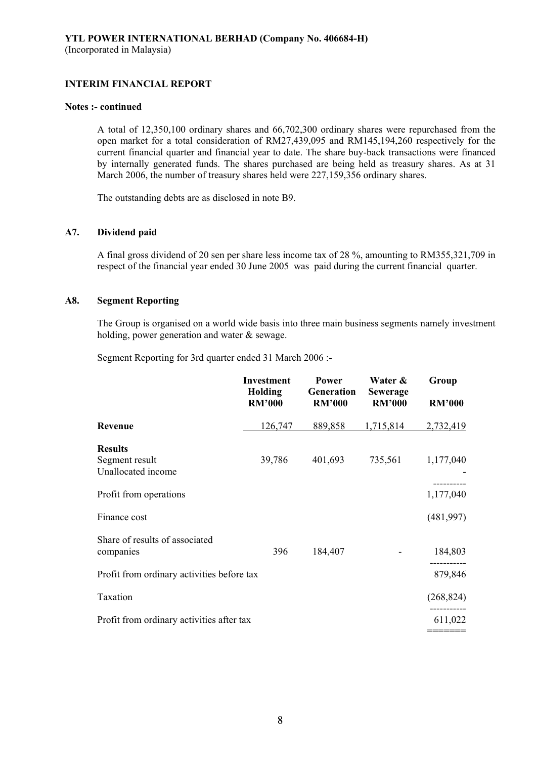**YTL POWER INTERNATIONAL BERHAD (Company No. 406684-H)**
(Incorporated in Malaysia)

**INTERIM FINANCIAL REPORT**

**Notes :- continued**

A total of 12,350,100 ordinary shares and 66,702,300 ordinary shares were repurchased from the open market for a total consideration of RM27,439,095 and RM145,194,260 respectively for the current financial quarter and financial year to date. The share buy-back transactions were financed by internally generated funds. The shares purchased are being held as treasury shares. As at 31 March 2006, the number of treasury shares held were 227,159,356 ordinary shares.

The outstanding debts are as disclosed in note B9.

## A7. Dividend paid

A final gross dividend of 20 sen per share less income tax of 28 %, amounting to RM355,321,709 in respect of the financial year ended 30 June 2005 was paid during the current financial quarter.

## A8. Segment Reporting

The Group is organised on a world wide basis into three main business segments namely investment holding, power generation and water & sewage.

Segment Reporting for 3rd quarter ended 31 March 2006 :-

| | Investment Holding RM'000 | Power Generation RM'000 | Water & Sewerage RM'000 | Group RM'000 |
|---|---|---|---|---|
| **Revenue** | 126,747 | 889,858 | 1,715,814 | 2,732,419 |
| **Results** | | | | |
| Segment result | 39,786 | 401,693 | 735,561 | 1,177,040 |
| Unallocated income | | | | - |
| Profit from operations | | | | 1,177,040 |
| Finance cost | | | | (481,997) |
| Share of results of associated companies | 396 | 184,407 | - | 184,803 |
| Profit from ordinary activities before tax | | | | 879,846 |
| Taxation | | | | (268,824) |
| Profit from ordinary activities after tax | | | | 611,022 |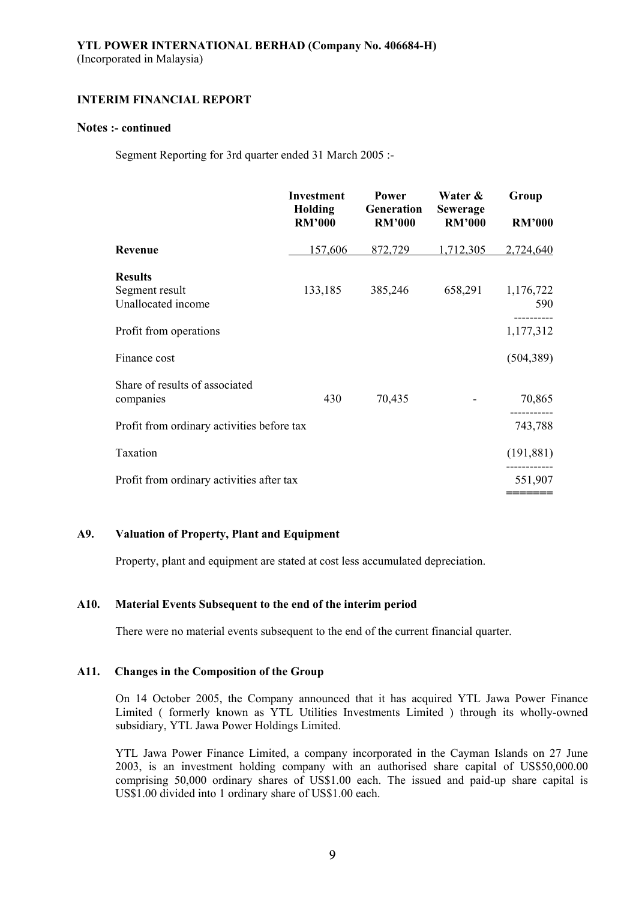**YTL POWER INTERNATIONAL BERHAD (Company No. 406684-H)**
(Incorporated in Malaysia)

**INTERIM FINANCIAL REPORT**

**Notes :- continued**

Segment Reporting for 3rd quarter ended 31 March 2005 :-

| | Investment Holding RM'000 | Power Generation RM'000 | Water & Sewerage RM'000 | Group RM'000 |
|---|---|---|---|---|
| **Revenue** | 157,606 | 872,729 | 1,712,305 | 2,724,640 |
| **Results** | | | | |
| Segment result | 133,185 | 385,246 | 658,291 | 1,176,722 |
| Unallocated income | | | | 590 |
| Profit from operations | | | | 1,177,312 |
| Finance cost | | | | (504,389) |
| Share of results of associated companies | 430 | 70,435 | - | 70,865 |
| Profit from ordinary activities before tax | | | | 743,788 |
| Taxation | | | | (191,881) |
| Profit from ordinary activities after tax | | | | 551,907 |

## A9. Valuation of Property, Plant and Equipment

Property, plant and equipment are stated at cost less accumulated depreciation.

## A10. Material Events Subsequent to the end of the interim period

There were no material events subsequent to the end of the current financial quarter.

## A11. Changes in the Composition of the Group

On 14 October 2005, the Company announced that it has acquired YTL Jawa Power Finance Limited ( formerly known as YTL Utilities Investments Limited ) through its wholly-owned subsidiary, YTL Jawa Power Holdings Limited.

YTL Jawa Power Finance Limited, a company incorporated in the Cayman Islands on 27 June 2003, is an investment holding company with an authorised share capital of US$50,000.00 comprising 50,000 ordinary shares of US$1.00 each. The issued and paid-up share capital is US$1.00 divided into 1 ordinary share of US$1.00 each.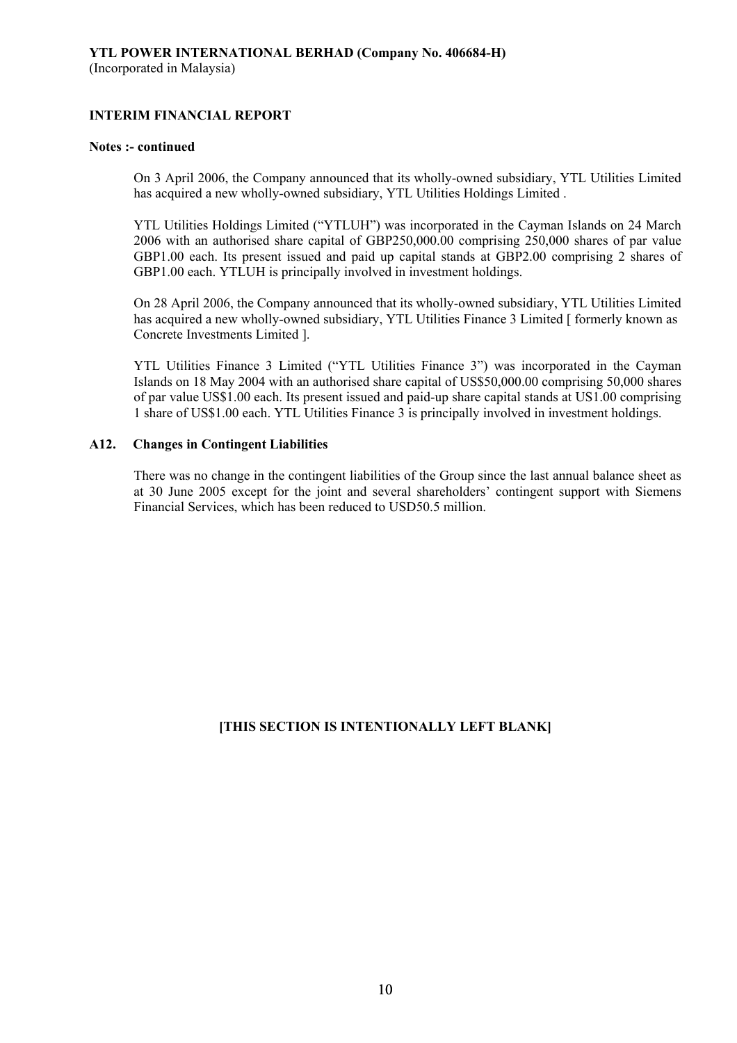**YTL POWER INTERNATIONAL BERHAD (Company No. 406684-H)**
(Incorporated in Malaysia)

**INTERIM FINANCIAL REPORT**

**Notes :- continued**

On 3 April 2006, the Company announced that its wholly-owned subsidiary, YTL Utilities Limited has acquired a new wholly-owned subsidiary, YTL Utilities Holdings Limited .

YTL Utilities Holdings Limited ("YTLUH") was incorporated in the Cayman Islands on 24 March 2006 with an authorised share capital of GBP250,000.00 comprising 250,000 shares of par value GBP1.00 each. Its present issued and paid up capital stands at GBP2.00 comprising 2 shares of GBP1.00 each. YTLUH is principally involved in investment holdings.

On 28 April 2006, the Company announced that its wholly-owned subsidiary, YTL Utilities Limited has acquired a new wholly-owned subsidiary, YTL Utilities Finance 3 Limited [ formerly known as Concrete Investments Limited ].

YTL Utilities Finance 3 Limited ("YTL Utilities Finance 3") was incorporated in the Cayman Islands on 18 May 2004 with an authorised share capital of US$50,000.00 comprising 50,000 shares of par value US$1.00 each. Its present issued and paid-up share capital stands at US1.00 comprising 1 share of US$1.00 each. YTL Utilities Finance 3 is principally involved in investment holdings.

**A12. Changes in Contingent Liabilities**

There was no change in the contingent liabilities of the Group since the last annual balance sheet as at 30 June 2005 except for the joint and several shareholders' contingent support with Siemens Financial Services, which has been reduced to USD50.5 million.

**[THIS SECTION IS INTENTIONALLY LEFT BLANK]**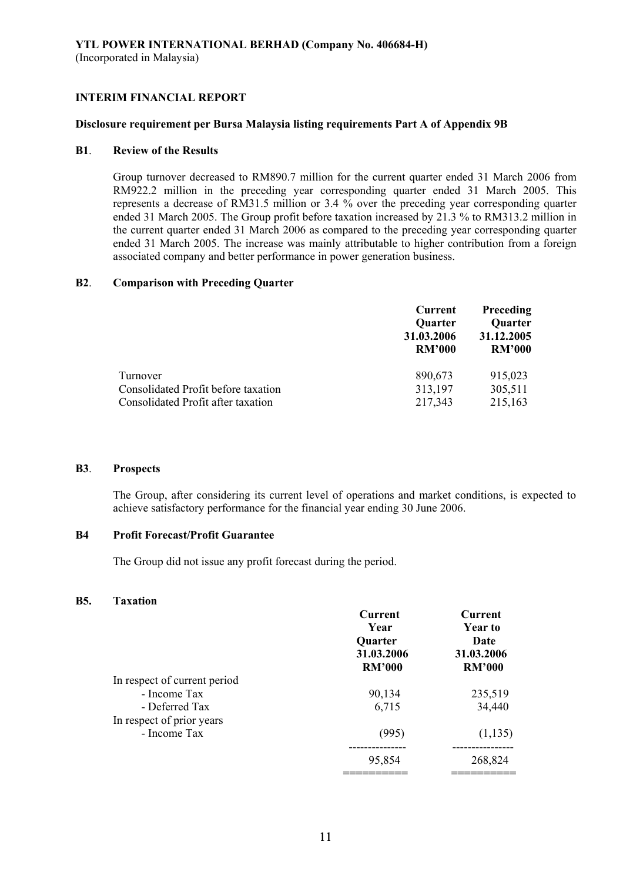**YTL POWER INTERNATIONAL BERHAD (Company No. 406684-H)**
(Incorporated in Malaysia)

**INTERIM FINANCIAL REPORT**

**Disclosure requirement per Bursa Malaysia listing requirements Part A of Appendix 9B**

**B1. Review of the Results**

Group turnover decreased to RM890.7 million for the current quarter ended 31 March 2006 from RM922.2 million in the preceding year corresponding quarter ended 31 March 2005. This represents a decrease of RM31.5 million or 3.4 % over the preceding year corresponding quarter ended 31 March 2005. The Group profit before taxation increased by 21.3 % to RM313.2 million in the current quarter ended 31 March 2006 as compared to the preceding year corresponding quarter ended 31 March 2005. The increase was mainly attributable to higher contribution from a foreign associated company and better performance in power generation business.

**B2. Comparison with Preceding Quarter**

| | Current Quarter 31.03.2006 RM'000 | Preceding Quarter 31.12.2005 RM'000 |
|---|---|---|
| Turnover | 890,673 | 915,023 |
| Consolidated Profit before taxation | 313,197 | 305,511 |
| Consolidated Profit after taxation | 217,343 | 215,163 |

**B3. Prospects**

The Group, after considering its current level of operations and market conditions, is expected to achieve satisfactory performance for the financial year ending 30 June 2006.

**B4 Profit Forecast/Profit Guarantee**

The Group did not issue any profit forecast during the period.

**B5. Taxation**

| | Current Year Quarter 31.03.2006 RM'000 | Current Year to Date 31.03.2006 RM'000 |
|---|---|---|
| In respect of current period | | |
| - Income Tax | 90,134 | 235,519 |
| - Deferred Tax | 6,715 | 34,440 |
| In respect of prior years | | |
| - Income Tax | (995) | (1,135) |
| | 95,854 | 268,824 |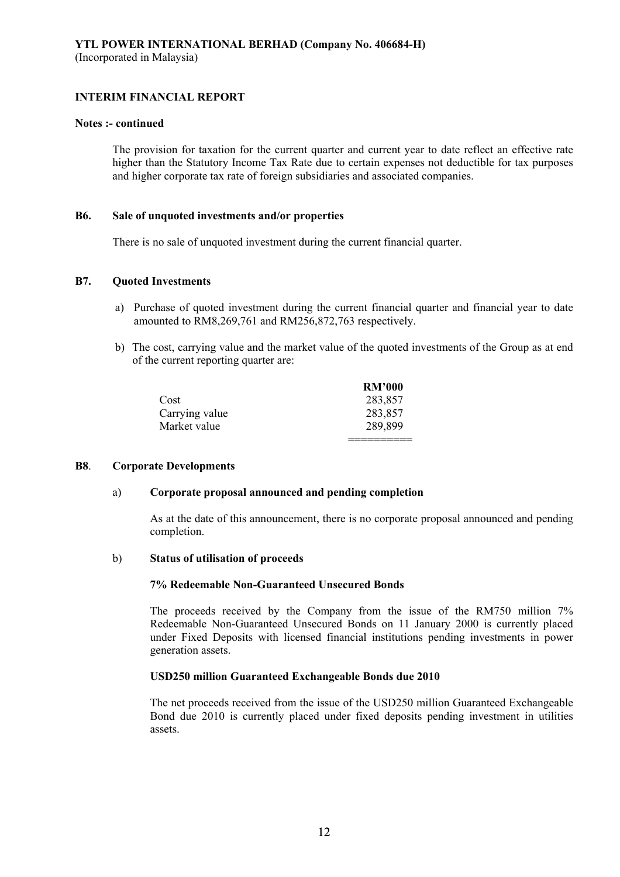**YTL POWER INTERNATIONAL BERHAD (Company No. 406684-H)**
(Incorporated in Malaysia)

**INTERIM FINANCIAL REPORT**

**Notes :- continued**

The provision for taxation for the current quarter and current year to date reflect an effective rate higher than the Statutory Income Tax Rate due to certain expenses not deductible for tax purposes and higher corporate tax rate of foreign subsidiaries and associated companies.

**B6. Sale of unquoted investments and/or properties**

There is no sale of unquoted investment during the current financial quarter.

**B7. Quoted Investments**

a) Purchase of quoted investment during the current financial quarter and financial year to date amounted to RM8,269,761 and RM256,872,763 respectively.

b) The cost, carrying value and the market value of the quoted investments of the Group as at end of the current reporting quarter are:

| | RM'000 |
|---|---|
| Cost | 283,857 |
| Carrying value | 283,857 |
| Market value | 289,899 |

**B8. Corporate Developments**

a) **Corporate proposal announced and pending completion**

As at the date of this announcement, there is no corporate proposal announced and pending completion.

b) **Status of utilisation of proceeds**

**7% Redeemable Non-Guaranteed Unsecured Bonds**

The proceeds received by the Company from the issue of the RM750 million 7% Redeemable Non-Guaranteed Unsecured Bonds on 11 January 2000 is currently placed under Fixed Deposits with licensed financial institutions pending investments in power generation assets.

**USD250 million Guaranteed Exchangeable Bonds due 2010**

The net proceeds received from the issue of the USD250 million Guaranteed Exchangeable Bond due 2010 is currently placed under fixed deposits pending investment in utilities assets.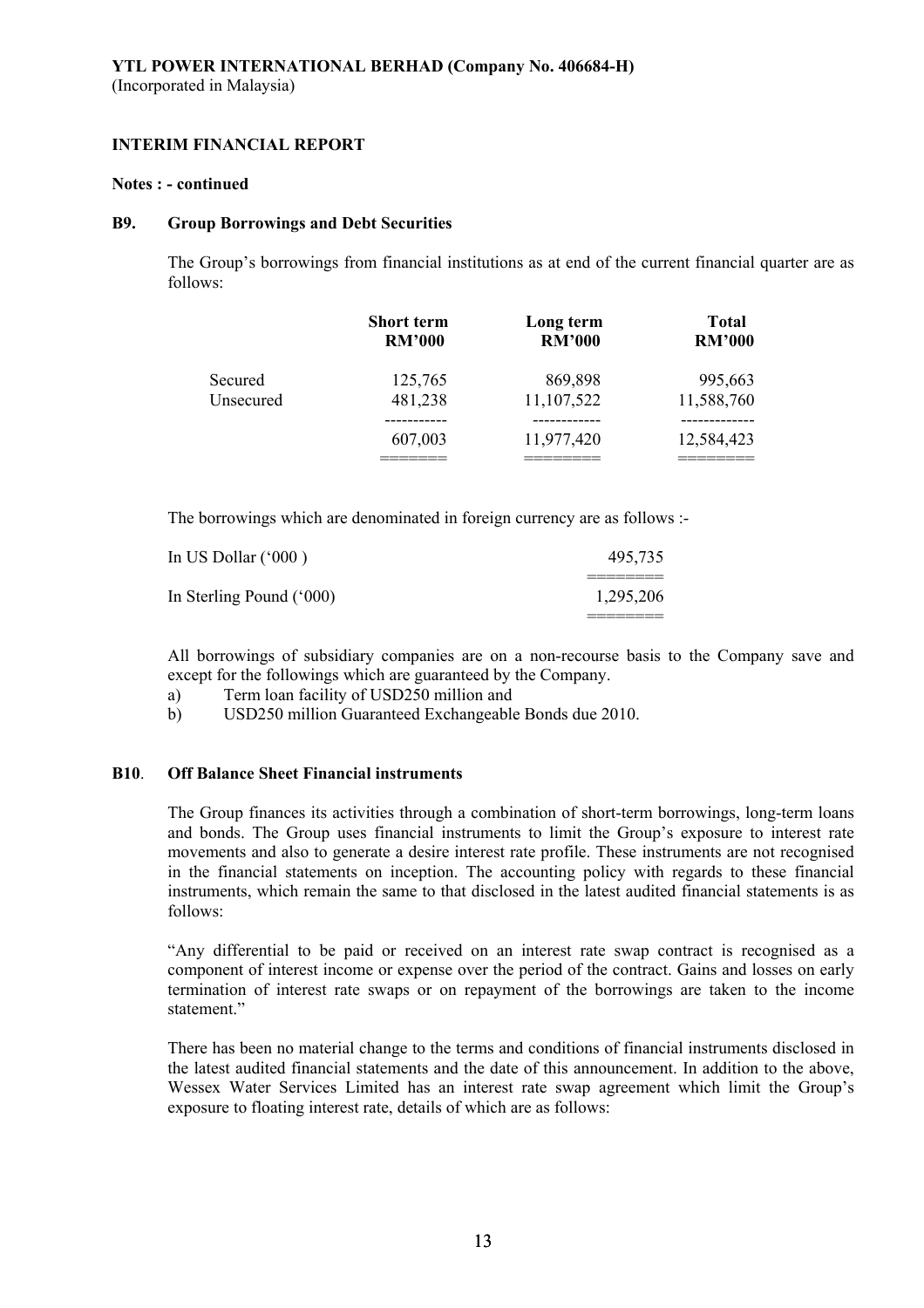**YTL POWER INTERNATIONAL BERHAD (Company No. 406684-H)**
(Incorporated in Malaysia)

**INTERIM FINANCIAL REPORT**

**Notes : - continued**

**B9. Group Borrowings and Debt Securities**

The Group's borrowings from financial institutions as at end of the current financial quarter are as follows:

| | Short term RM'000 | Long term RM'000 | Total RM'000 |
|---|---|---|---|
| Secured | 125,765 | 869,898 | 995,663 |
| Unsecured | 481,238 | 11,107,522 | 11,588,760 |
| | 607,003 | 11,977,420 | 12,584,423 |

The borrowings which are denominated in foreign currency are as follows :-

| | |
|---|---|
| In US Dollar ('000 ) | 495,735 |
| In Sterling Pound ('000) | 1,295,206 |

All borrowings of subsidiary companies are on a non-recourse basis to the Company save and except for the followings which are guaranteed by the Company.

a) Term loan facility of USD250 million and
b) USD250 million Guaranteed Exchangeable Bonds due 2010.

**B10. Off Balance Sheet Financial instruments**

The Group finances its activities through a combination of short-term borrowings, long-term loans and bonds. The Group uses financial instruments to limit the Group's exposure to interest rate movements and also to generate a desire interest rate profile. These instruments are not recognised in the financial statements on inception. The accounting policy with regards to these financial instruments, which remain the same to that disclosed in the latest audited financial statements is as follows:

"Any differential to be paid or received on an interest rate swap contract is recognised as a component of interest income or expense over the period of the contract. Gains and losses on early termination of interest rate swaps or on repayment of the borrowings are taken to the income statement."

There has been no material change to the terms and conditions of financial instruments disclosed in the latest audited financial statements and the date of this announcement. In addition to the above, Wessex Water Services Limited has an interest rate swap agreement which limit the Group's exposure to floating interest rate, details of which are as follows: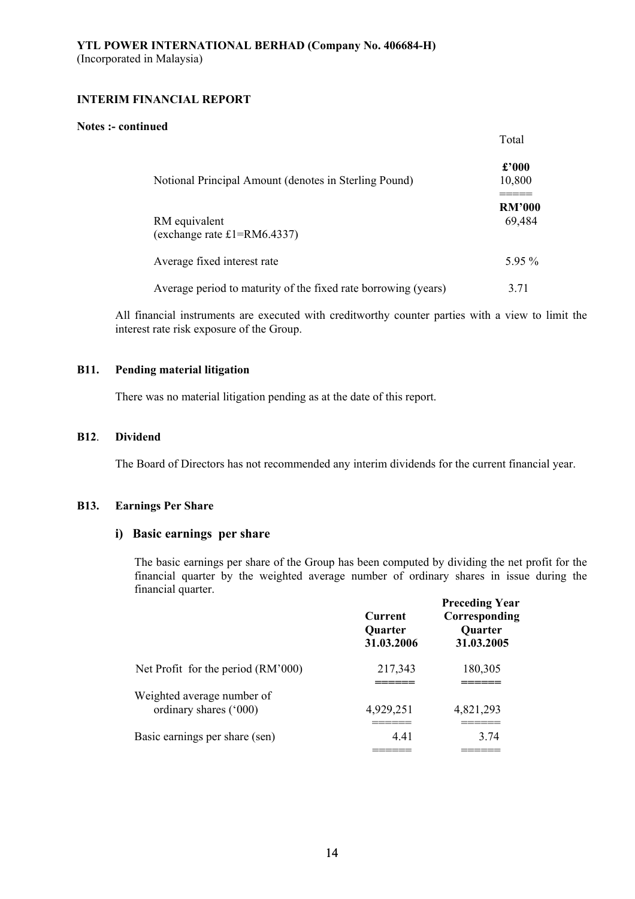**YTL POWER INTERNATIONAL BERHAD (Company No. 406684-H)**
(Incorporated in Malaysia)

**INTERIM FINANCIAL REPORT**

**Notes :- continued**

| | Total |
|---|---|
| | **£'000** |
| Notional Principal Amount (denotes in Sterling Pound) | 10,800 |
| | **RM'000** |
| RM equivalent (exchange rate £1=RM6.4337) | 69,484 |
| Average fixed interest rate | 5.95 % |
| Average period to maturity of the fixed rate borrowing (years) | 3.71 |

All financial instruments are executed with creditworthy counter parties with a view to limit the interest rate risk exposure of the Group.

## B11. Pending material litigation

There was no material litigation pending as at the date of this report.

## B12. Dividend

The Board of Directors has not recommended any interim dividends for the current financial year.

## B13. Earnings Per Share

### i) Basic earnings per share

The basic earnings per share of the Group has been computed by dividing the net profit for the financial quarter by the weighted average number of ordinary shares in issue during the financial quarter.

| | Current Quarter 31.03.2006 | Preceding Year Corresponding Quarter 31.03.2005 |
|---|---|---|
| Net Profit for the period (RM'000) | 217,343 | 180,305 |
| Weighted average number of ordinary shares ('000) | 4,929,251 | 4,821,293 |
| Basic earnings per share (sen) | 4.41 | 3.74 |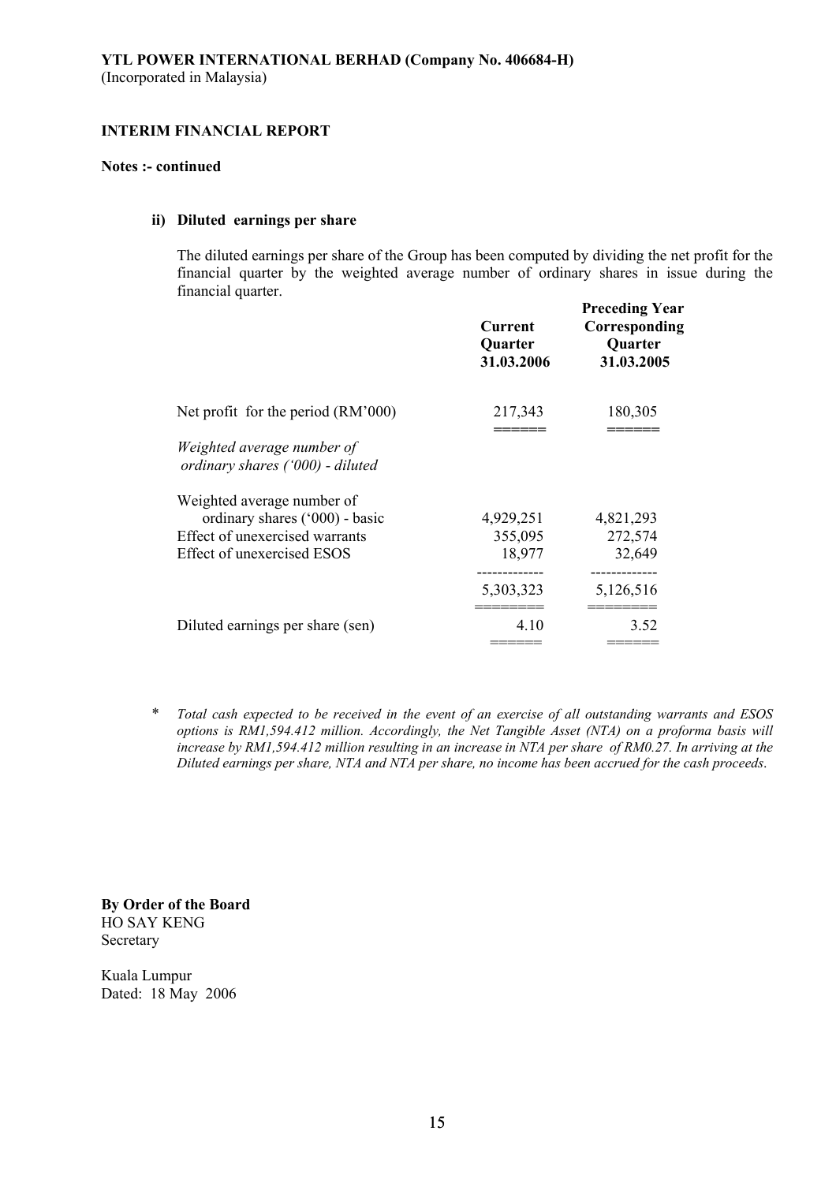**YTL POWER INTERNATIONAL BERHAD (Company No. 406684-H)**
(Incorporated in Malaysia)

**INTERIM FINANCIAL REPORT**

**Notes :- continued**

**ii) Diluted earnings per share**

The diluted earnings per share of the Group has been computed by dividing the net profit for the financial quarter by the weighted average number of ordinary shares in issue during the financial quarter.

| | Current Quarter 31.03.2006 | Preceding Year Corresponding Quarter 31.03.2005 |
|---|---|---|
| Net profit for the period (RM'000) | 217,343 | 180,305 |
| *Weighted average number of ordinary shares ('000) - diluted* | | |
| Weighted average number of ordinary shares ('000) - basic | 4,929,251 | 4,821,293 |
| Effect of unexercised warrants | 355,095 | 272,574 |
| Effect of unexercised ESOS | 18,977 | 32,649 |
| | 5,303,323 | 5,126,516 |
| Diluted earnings per share (sen) | 4.10 | 3.52 |

\* *Total cash expected to be received in the event of an exercise of all outstanding warrants and ESOS options is RM1,594.412 million. Accordingly, the Net Tangible Asset (NTA) on a proforma basis will increase by RM1,594.412 million resulting in an increase in NTA per share of RM0.27. In arriving at the Diluted earnings per share, NTA and NTA per share, no income has been accrued for the cash proceeds.*

**By Order of the Board**
HO SAY KENG
Secretary

Kuala Lumpur
Dated: 18 May 2006